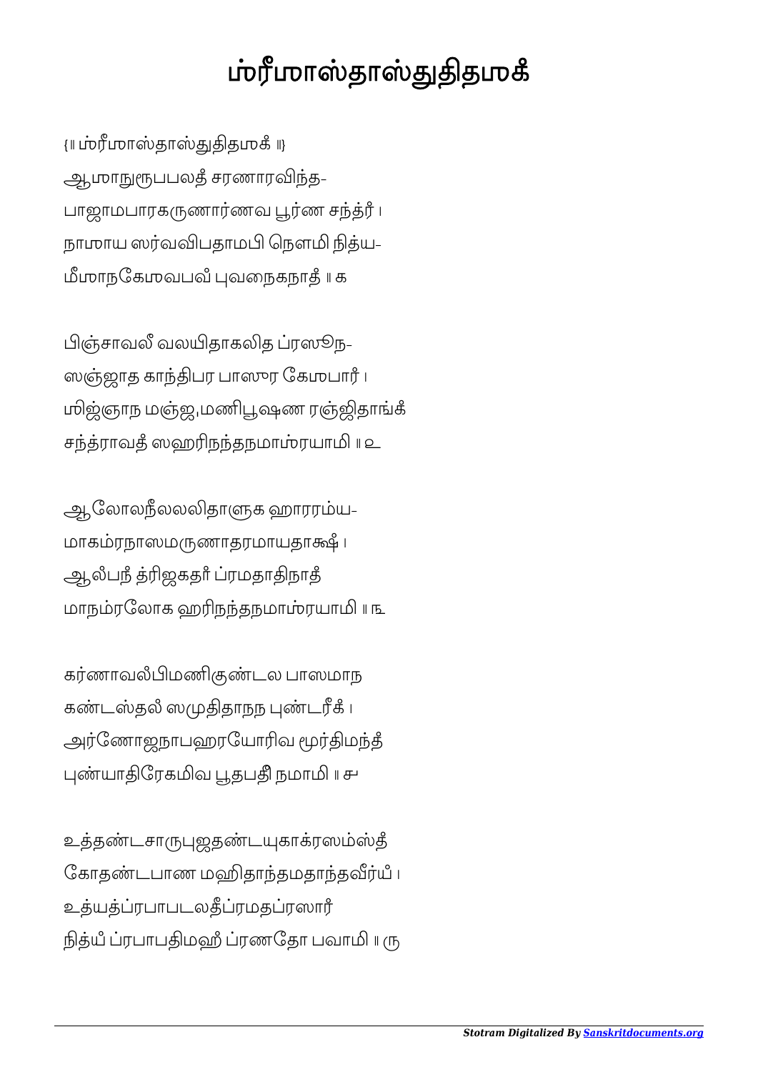# ஶ்ரீஶாஸ்தாஸ்துதிதஶகீ

{॥ ஶ்ரீஶாஸ்தாஸ்துதிதஶகீ ॥}

ஆஶாநுரூபபலதீ சரணாரவிந்த-
பாஜாமபாரகருணார்ணவ பூர்ண சந்த்ர் ।
நாஶாய ஸர்வவிபதாமபி நௌமி நித்ய-
மீஶாநகேஶவபவீ புவநைகநாதீ ॥ க

பிஞ்சாவலீ வலயிதாகலித ப்ரஸூந-
ஸஞ்ஜாத காந்திபர பாஸுர கேஶபார் ।
ஶிஞ்ஞாந மஞ்ஜு,மணிபூஷண ரஞ்ஜிதாங்கீ
சந்த்ராவதீ ஸஹரிநந்தநமாஶ்ரயாமி ॥ உ

ஆலோலநீலலலிதாளக ஹாரரம்ய-
மாகம்ரநாஸமருணாதரமாயதாக்ஷீ ।
ஆல்பநீ த்ரிஜகதர் ப்ரமதாதிநாதீ
மாநம்ரலோக ஹரிநந்தநமாஶ்ரயாமி ॥ ௩

கர்ணாவல்பிமணிகுண்டல பாஸமாந
கண்டஸ்தல் ஸமுதிதாநந புண்டரீகீ ।
அர்ணோஜநாபஹரயோரிவ மூர்திமந்தீ
புண்யாதிரேகமிவ பூதபதீ நமாமி ॥ ச

உத்தண்டசாருபுஜதண்டயுகாக்ரஸம்ஸ்தீ
கோதண்டபாண மஹிதாந்தமதாந்தவீர்யீ ।
உத்யத்ப்ரபாபடலதீப்ரமதப்ரஸார்
நித்யீ ப்ரபாபதிமஹீ ப்ரணதோ பவாமி ॥ ரு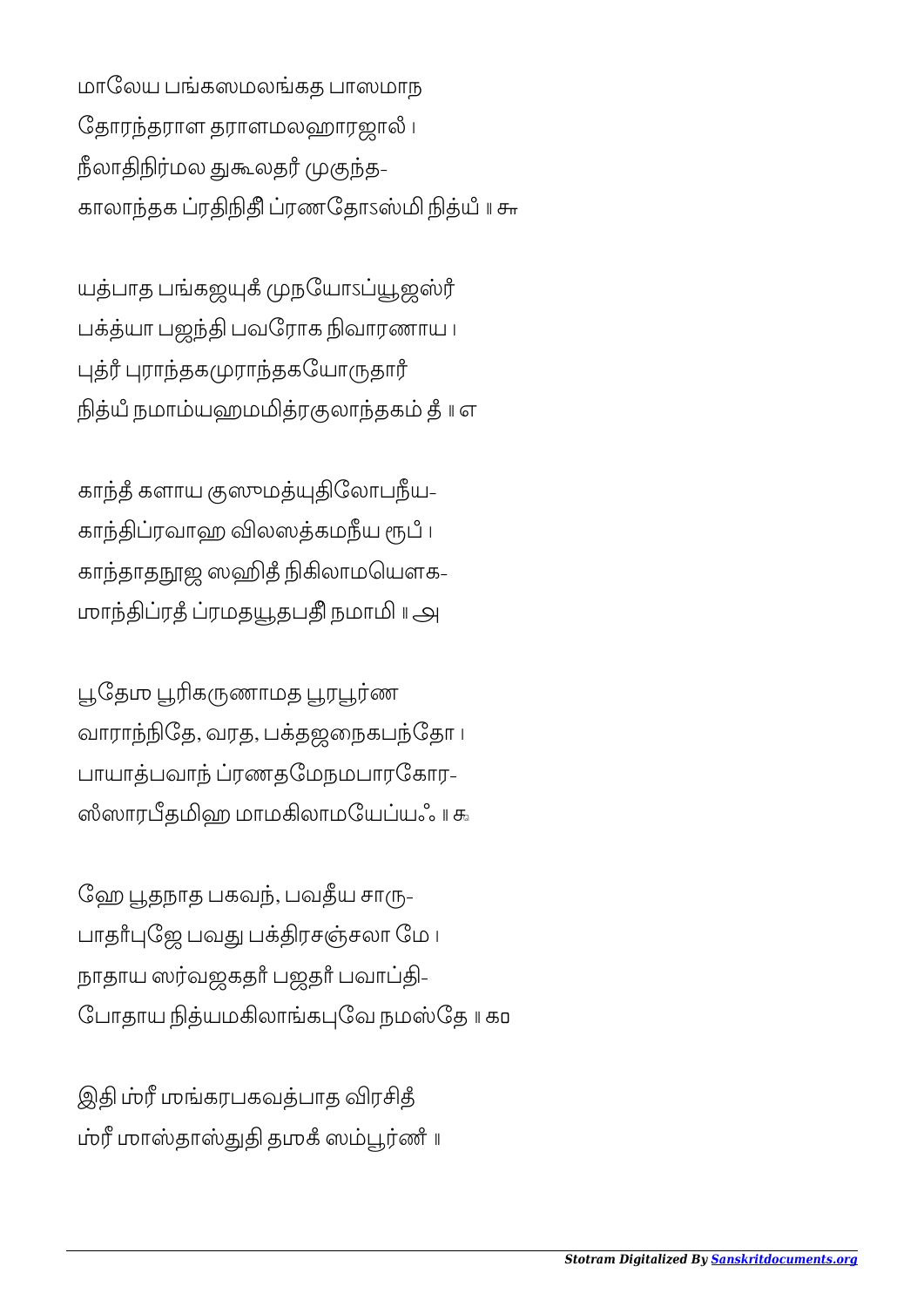மாலேய பங்கஸமலங்கத பாஸமாந

தோரந்தராள தராளமலஹாரஜாலீ ।

நீலாதிநிர்மல துகூலதரீ முகுந்த-

காலாந்தக ப்ரதிநிதீ ப்ரணதோऽஸ்மி நித்யீ ॥ ௬

யத்பாத பங்கஜயுகீ முநயோऽப்யூஜஸ்ரீ

பக்த்யா பஜந்தி பவரோக நிவாரணாய ।

புத்ரீ புராந்தகமுராந்தகயோருதாரீ

நித்யீ நமாம்யஹமமித்ரகுலாந்தகம் தீ ॥ ௭

காந்தீ களாய குஸுமத்யுதிலோபநீய-

காந்திப்ரவாஹ விலஸத்கமநீய ரூபீ ।

காந்தாதநூஜ ஸஹிதீ நிகிலாமயௌக-

ஶாந்திப்ரதீ ப்ரமதயூதபதீ நமாமி ॥ ௮

பூதேஶ பூரிகருணாமத பூரபூர்ண

வாராந்நிதே, வரத, பக்தஜநைகபந்தோ ।

பாயாத்பவாந் ப்ரணதமேநமபாரகோர-

ஸ்ஸாரபீதமிஹ மாமகிலாமயேப்யஃ ॥ ௯

ஹே பூதநாத பகவந், பவதீய சாரு-

பாதர்புஜே பவது பக்திரசஞ்சலா மே ।

நாதாய ஸர்வஜகதர் பஜதர் பவாப்தி-

போதாய நித்யமகிலாங்கபுவே நமஸ்தே ॥ ௧௦

இதி ஶ்ரீ ஶங்கரபகவத்பாத விரசிதீ

ஶ்ரீ ஶாஸ்தாஸ்துதி தஶகீ ஸம்பூர்ணீ ॥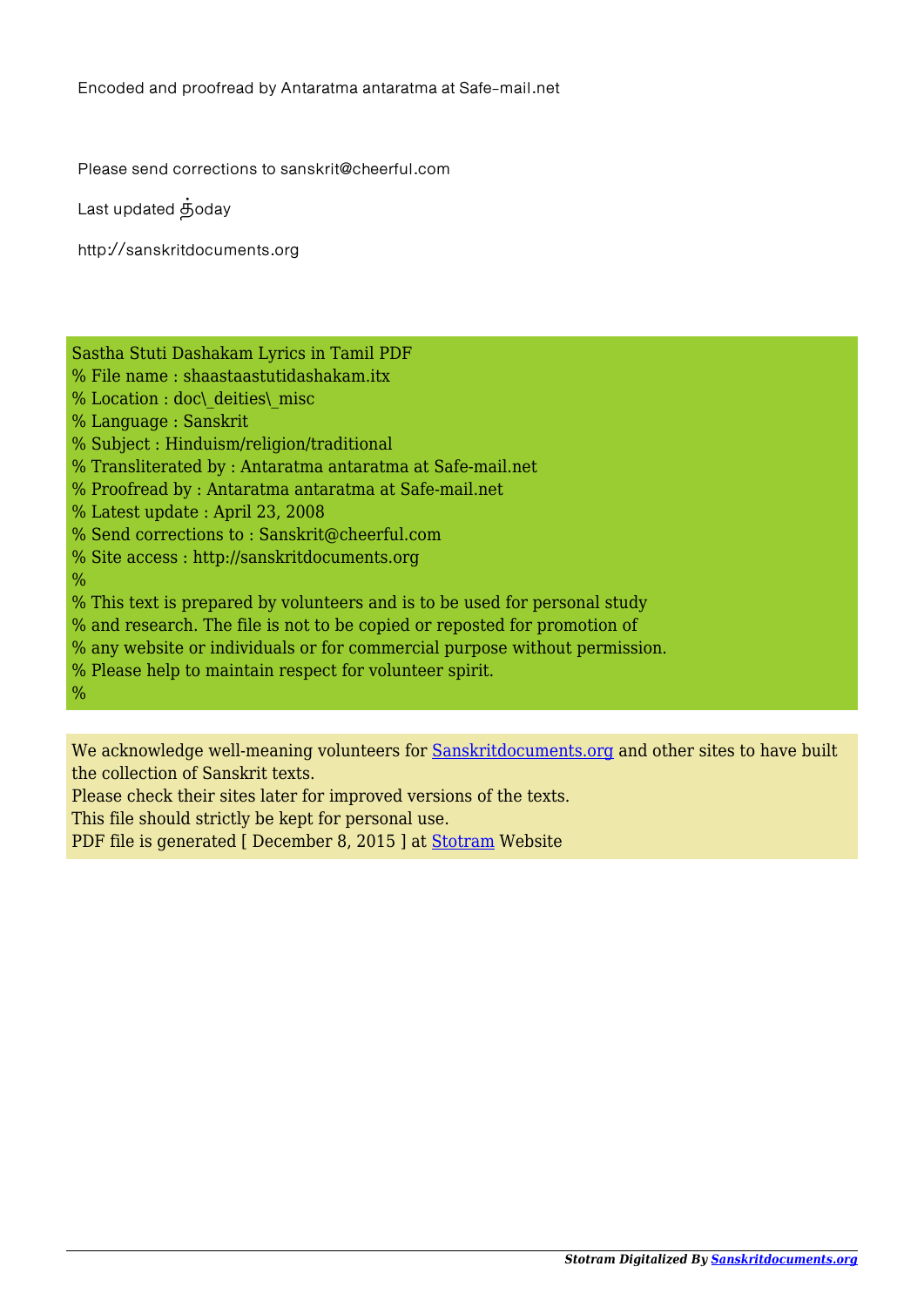Encoded and proofread by Antaratma antaratma at Safe-mail.net

Please send corrections to sanskrit@cheerful.com

Last updated த்oday

http://sanskritdocuments.org

Sastha Stuti Dashakam Lyrics in Tamil PDF
% File name : shaastaastutidashakam.itx
% Location : doc\_deities\_misc
% Language : Sanskrit
% Subject : Hinduism/religion/traditional
% Transliterated by : Antaratma antaratma at Safe-mail.net
% Proofread by : Antaratma antaratma at Safe-mail.net
% Latest update : April 23, 2008
% Send corrections to : Sanskrit@cheerful.com
% Site access : http://sanskritdocuments.org
%
% This text is prepared by volunteers and is to be used for personal study
% and research. The file is not to be copied or reposted for promotion of
% any website or individuals or for commercial purpose without permission.
% Please help to maintain respect for volunteer spirit.
%

We acknowledge well-meaning volunteers for Sanskritdocuments.org and other sites to have built the collection of Sanskrit texts.
Please check their sites later for improved versions of the texts.
This file should strictly be kept for personal use.
PDF file is generated [ December 8, 2015 ] at Stotram Website